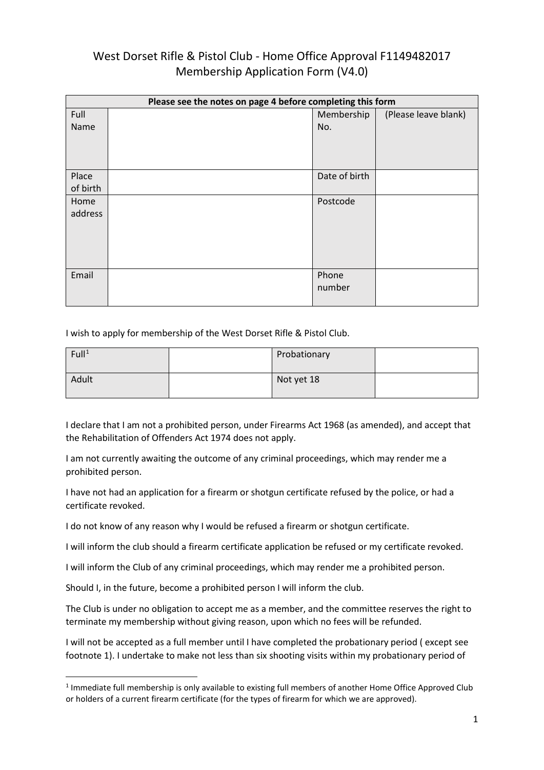# West Dorset Rifle & Pistol Club - Home Office Approval F1149482017
## Membership Application Form (V4.0)

| Please see the notes on page 4 before completing this form | | | |
|---|---|---|---|
| Full Name | | Membership No. | (Please leave blank) |
| Place of birth | | Date of birth | |
| Home address | | Postcode | |
| Email | | Phone number | |

I wish to apply for membership of the West Dorset Rifle & Pistol Club.

| Full[1] | | Probationary | |
|---|---|---|---|
| Adult | | Not yet 18 | |

I declare that I am not a prohibited person, under Firearms Act 1968 (as amended), and accept that the Rehabilitation of Offenders Act 1974 does not apply.

I am not currently awaiting the outcome of any criminal proceedings, which may render me a prohibited person.

I have not had an application for a firearm or shotgun certificate refused by the police, or had a certificate revoked.

I do not know of any reason why I would be refused a firearm or shotgun certificate.

I will inform the club should a firearm certificate application be refused or my certificate revoked.

I will inform the Club of any criminal proceedings, which may render me a prohibited person.

Should I, in the future, become a prohibited person I will inform the club.

The Club is under no obligation to accept me as a member, and the committee reserves the right to terminate my membership without giving reason, upon which no fees will be refunded.

I will not be accepted as a full member until I have completed the probationary period ( except see footnote 1). I undertake to make not less than six shooting visits within my probationary period of

[1] Immediate full membership is only available to existing full members of another Home Office Approved Club or holders of a current firearm certificate (for the types of firearm for which we are approved).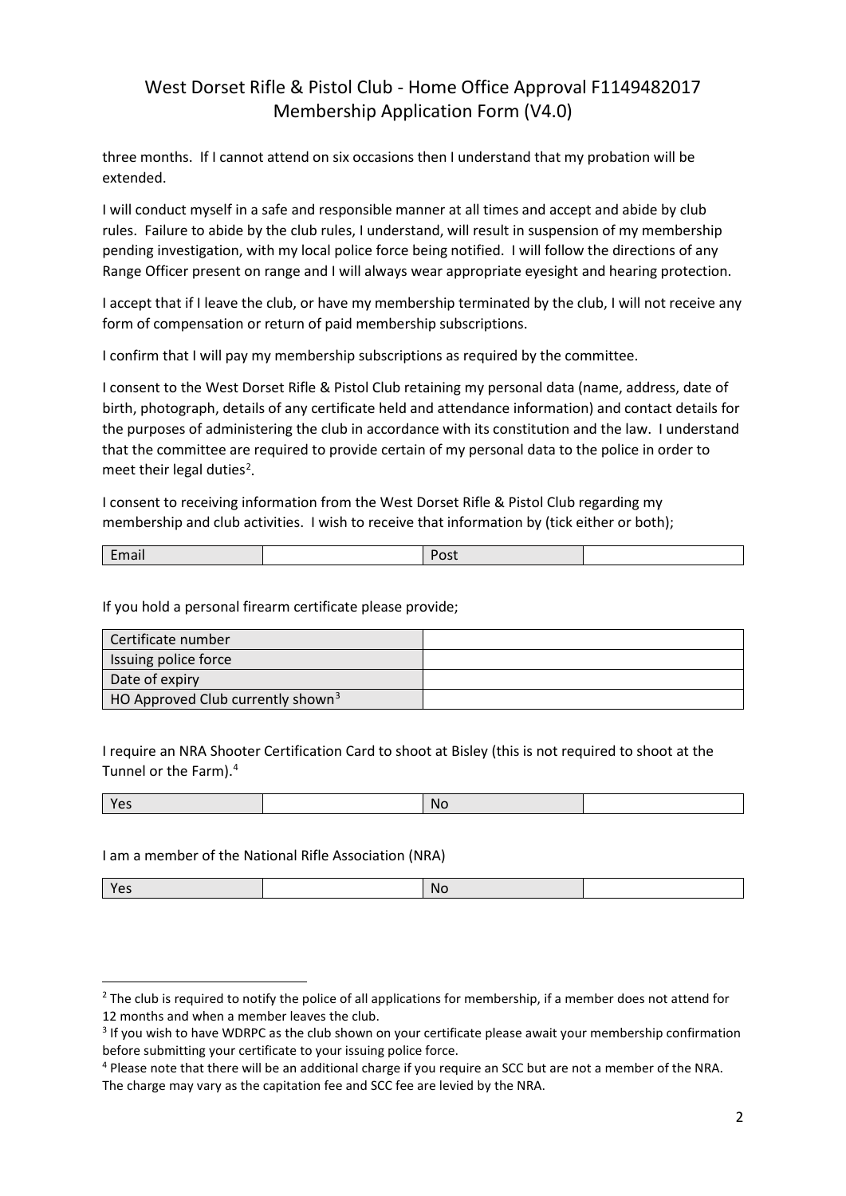three months. If I cannot attend on six occasions then I understand that my probation will be extended.

I will conduct myself in a safe and responsible manner at all times and accept and abide by club rules. Failure to abide by the club rules, I understand, will result in suspension of my membership pending investigation, with my local police force being notified. I will follow the directions of any Range Officer present on range and I will always wear appropriate eyesight and hearing protection.

I accept that if I leave the club, or have my membership terminated by the club, I will not receive any form of compensation or return of paid membership subscriptions.

I confirm that I will pay my membership subscriptions as required by the committee.

I consent to the West Dorset Rifle & Pistol Club retaining my personal data (name, address, date of birth, photograph, details of any certificate held and attendance information) and contact details for the purposes of administering the club in accordance with its constitution and the law. I understand that the committee are required to provide certain of my personal data to the police in order to meet their legal duties[2].

I consent to receiving information from the West Dorset Rifle & Pistol Club regarding my membership and club activities. I wish to receive that information by (tick either or both);

| Email | | Post | |
|---|---|---|---|

If you hold a personal firearm certificate please provide;

| | |
|---|---|
| Certificate number | |
| Issuing police force | |
| Date of expiry | |
| HO Approved Club currently shown[3] | |

I require an NRA Shooter Certification Card to shoot at Bisley (this is not required to shoot at the Tunnel or the Farm).[4]

| Yes | | No | |
|---|---|---|---|

I am a member of the National Rifle Association (NRA)

| Yes | | No | |
|---|---|---|---|

---

[2] The club is required to notify the police of all applications for membership, if a member does not attend for 12 months and when a member leaves the club.

[3] If you wish to have WDRPC as the club shown on your certificate please await your membership confirmation before submitting your certificate to your issuing police force.

[4] Please note that there will be an additional charge if you require an SCC but are not a member of the NRA. The charge may vary as the capitation fee and SCC fee are levied by the NRA.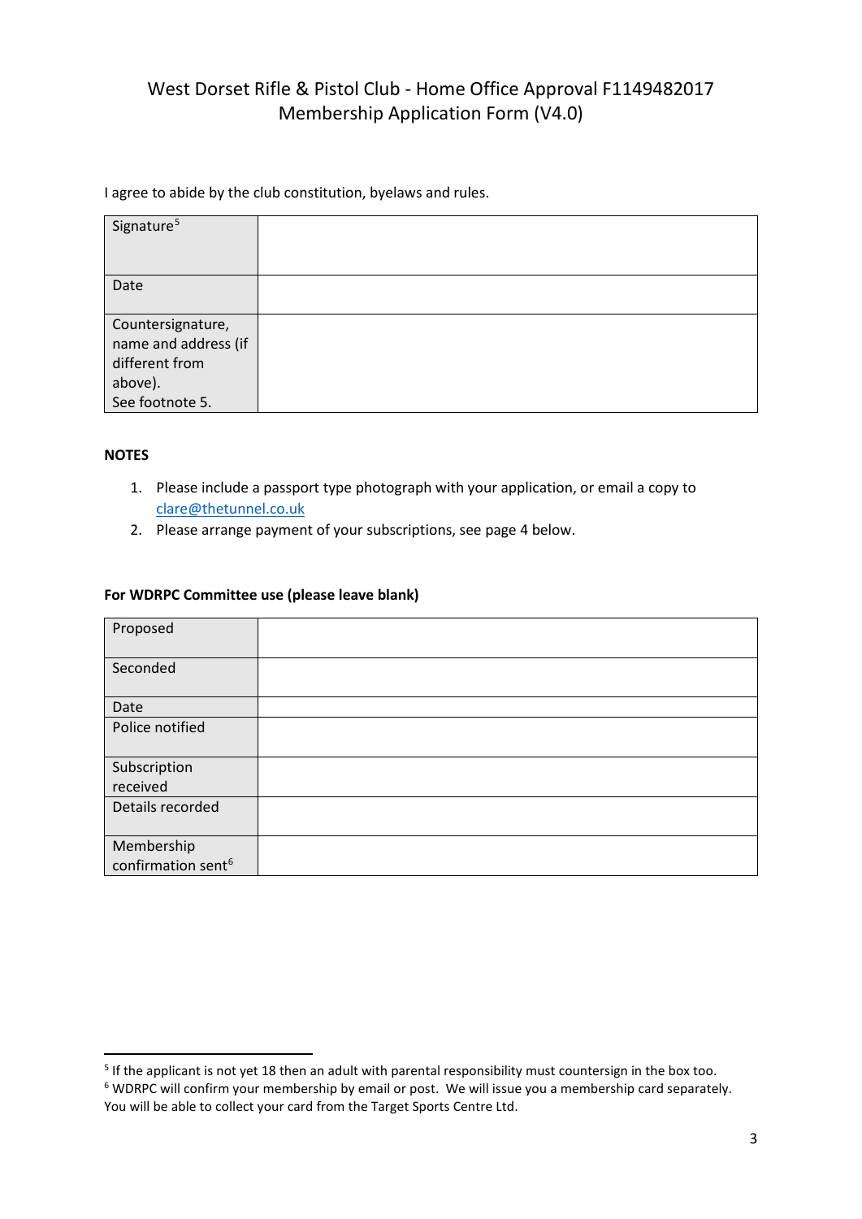# West Dorset Rifle & Pistol Club - Home Office Approval F1149482017
## Membership Application Form (V4.0)

I agree to abide by the club constitution, byelaws and rules.

| | |
|---|---|
| Signature[5] | |
| Date | |
| Countersignature, name and address (if different from above). See footnote 5. | |

**NOTES**

1. Please include a passport type photograph with your application, or email a copy to [clare@thetunnel.co.uk](mailto:clare@thetunnel.co.uk)
2. Please arrange payment of your subscriptions, see page 4 below.

**For WDRPC Committee use (please leave blank)**

| | |
|---|---|
| Proposed | |
| Seconded | |
| Date | |
| Police notified | |
| Subscription received | |
| Details recorded | |
| Membership confirmation sent[6] | |

[5] If the applicant is not yet 18 then an adult with parental responsibility must countersign in the box too.

[6] WDRPC will confirm your membership by email or post. We will issue you a membership card separately. You will be able to collect your card from the Target Sports Centre Ltd.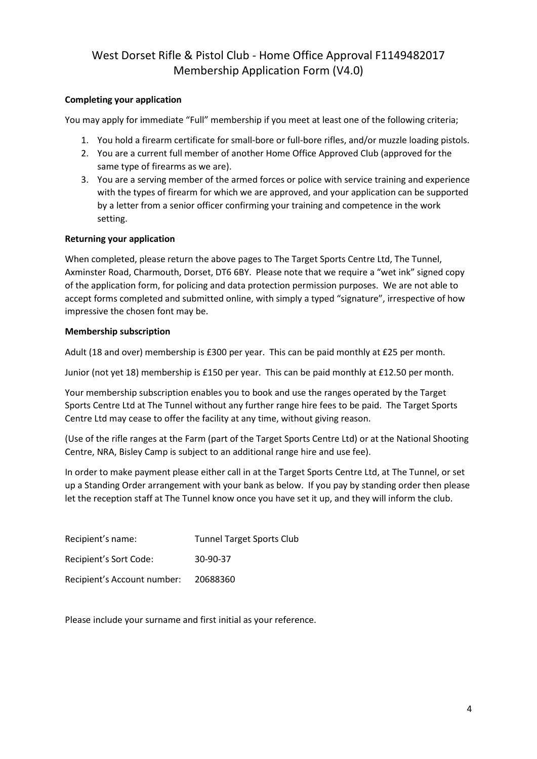# West Dorset Rifle & Pistol Club - Home Office Approval F1149482017
# Membership Application Form (V4.0)

**Completing your application**

You may apply for immediate "Full" membership if you meet at least one of the following criteria;

1. You hold a firearm certificate for small-bore or full-bore rifles, and/or muzzle loading pistols.
2. You are a current full member of another Home Office Approved Club (approved for the same type of firearms as we are).
3. You are a serving member of the armed forces or police with service training and experience with the types of firearm for which we are approved, and your application can be supported by a letter from a senior officer confirming your training and competence in the work setting.

**Returning your application**

When completed, please return the above pages to The Target Sports Centre Ltd, The Tunnel, Axminster Road, Charmouth, Dorset, DT6 6BY. Please note that we require a "wet ink" signed copy of the application form, for policing and data protection permission purposes. We are not able to accept forms completed and submitted online, with simply a typed "signature", irrespective of how impressive the chosen font may be.

**Membership subscription**

Adult (18 and over) membership is £300 per year. This can be paid monthly at £25 per month.

Junior (not yet 18) membership is £150 per year. This can be paid monthly at £12.50 per month.

Your membership subscription enables you to book and use the ranges operated by the Target Sports Centre Ltd at The Tunnel without any further range hire fees to be paid. The Target Sports Centre Ltd may cease to offer the facility at any time, without giving reason.

(Use of the rifle ranges at the Farm (part of the Target Sports Centre Ltd) or at the National Shooting Centre, NRA, Bisley Camp is subject to an additional range hire and use fee).

In order to make payment please either call in at the Target Sports Centre Ltd, at The Tunnel, or set up a Standing Order arrangement with your bank as below. If you pay by standing order then please let the reception staff at The Tunnel know once you have set it up, and they will inform the club.

| | |
|---|---|
| Recipient's name: | Tunnel Target Sports Club |
| Recipient's Sort Code: | 30-90-37 |
| Recipient's Account number: | 20688360 |

Please include your surname and first initial as your reference.